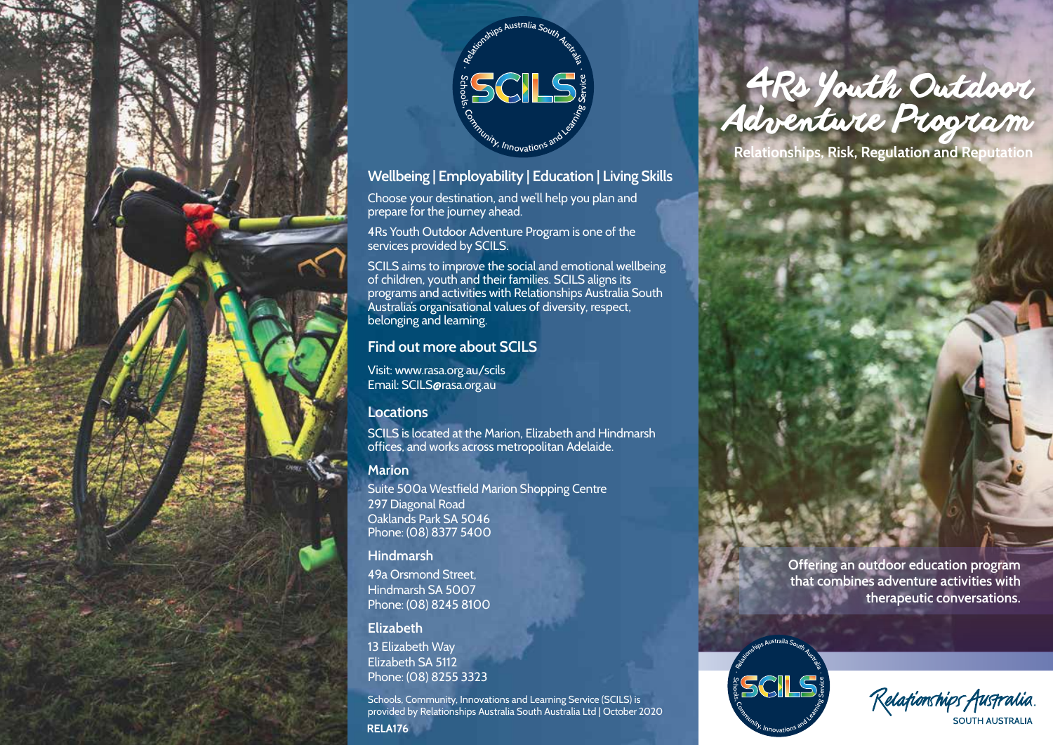# 4Rs Youth Outdoor Adventure Program

**Relationships, Risk, Regulation and Reputation**

Offering an outdoor education program that combines adventure activities with therapeutic conversations.

SCILS – Relationships Australia South Australia · Schools, Community, Innovations and Learning Service

Relationships Australia. SOUTH AUSTRALIA

## Wellbeing | Employability | Education | Living Skills

Choose your destination, and we'll help you plan and prepare for the journey ahead.

4Rs Youth Outdoor Adventure Program is one of the services provided by SCILS.

SCILS aims to improve the social and emotional wellbeing of children, youth and their families. SCILS aligns its programs and activities with Relationships Australia South Australia's organisational values of diversity, respect, belonging and learning.

## Find out more about SCILS

Visit: www.rasa.org.au/scils
Email: SCILS@rasa.org.au

## Locations

SCILS is located at the Marion, Elizabeth and Hindmarsh offices, and works across metropolitan Adelaide.

### Marion

Suite 500a Westfield Marion Shopping Centre
297 Diagonal Road
Oaklands Park SA 5046
Phone: (08) 8377 5400

### Hindmarsh

49a Orsmond Street,
Hindmarsh SA 5007
Phone: (08) 8245 8100

### Elizabeth

13 Elizabeth Way
Elizabeth SA 5112
Phone: (08) 8255 3323

Schools, Community, Innovations and Learning Service (SCILS) is provided by Relationships Australia South Australia Ltd | October 2020

**RELA176**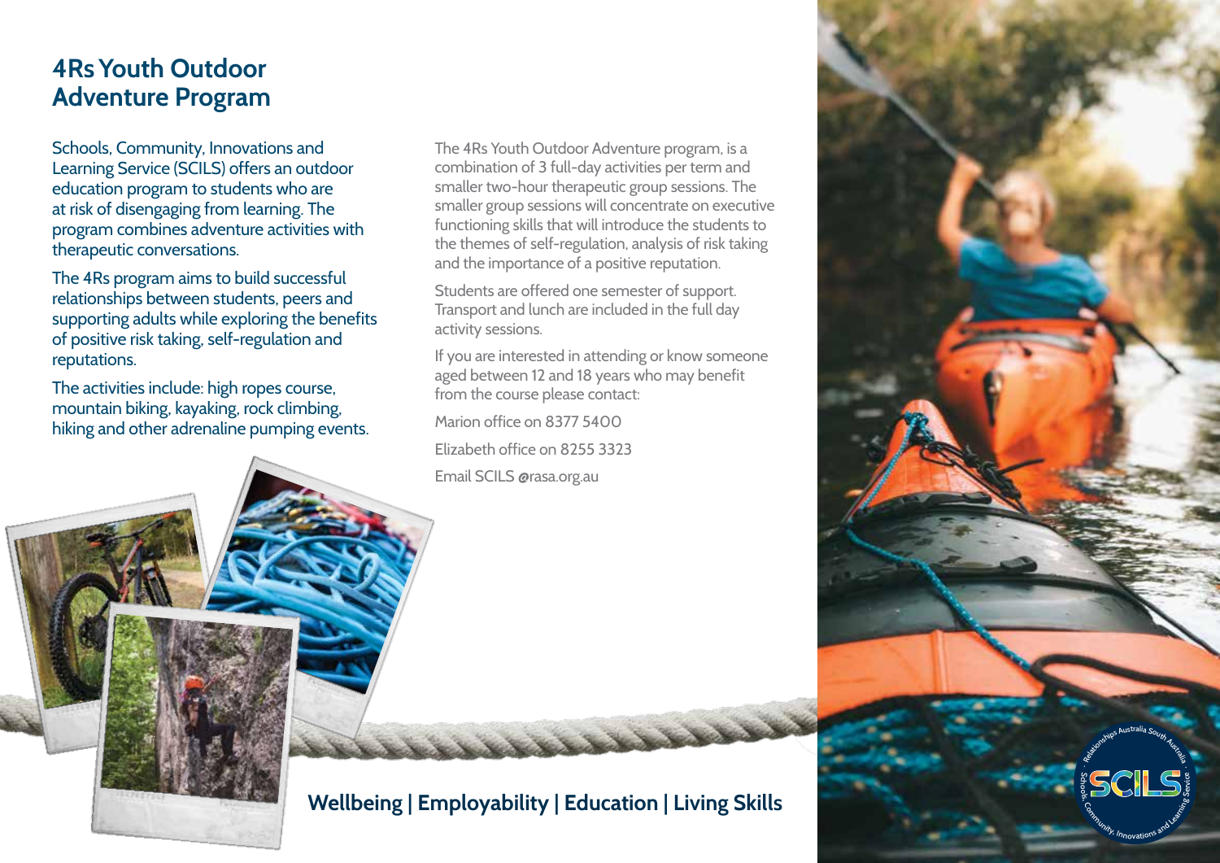## 4Rs Youth Outdoor Adventure Program

Schools, Community, Innovations and Learning Service (SCILS) offers an outdoor education program to students who are at risk of disengaging from learning. The program combines adventure activities with therapeutic conversations.

The 4Rs program aims to build successful relationships between students, peers and supporting adults while exploring the benefits of positive risk taking, self-regulation and reputations.

The activities include: high ropes course, mountain biking, kayaking, rock climbing, hiking and other adrenaline pumping events.

The 4Rs Youth Outdoor Adventure program, is a combination of 3 full-day activities per term and smaller two-hour therapeutic group sessions. The smaller group sessions will concentrate on executive functioning skills that will introduce the students to the themes of self-regulation, analysis of risk taking and the importance of a positive reputation.

Students are offered one semester of support. Transport and lunch are included in the full day activity sessions.

If you are interested in attending or know someone aged between 12 and 18 years who may benefit from the course please contact:

Marion office on 8377 5400

Elizabeth office on 8255 3323

Email SCILS @rasa.org.au

**Wellbeing | Employability | Education | Living Skills**